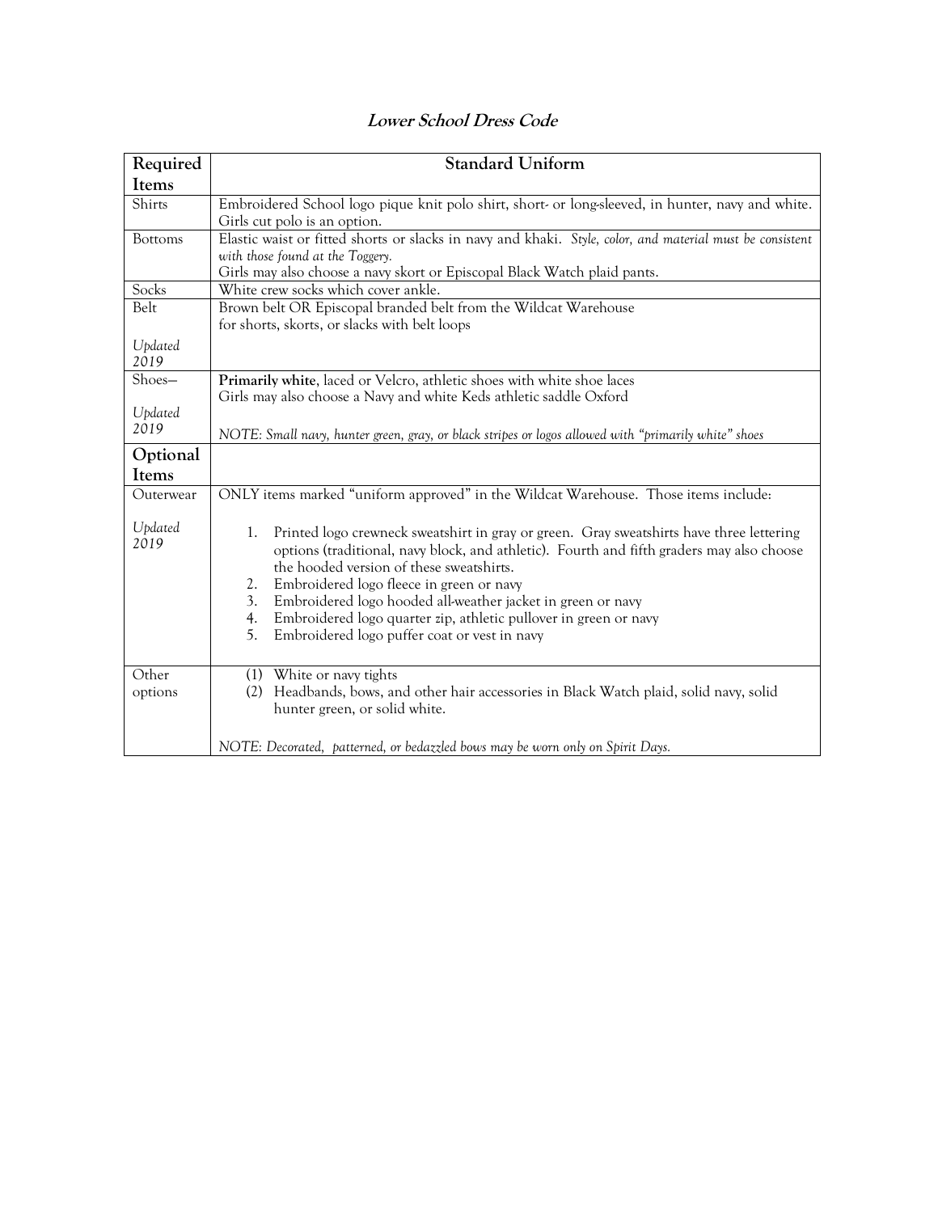## *Lower School Dress Code*

| Required Items | Standard Uniform |
|---|---|
| Shirts | Embroidered School logo pique knit polo shirt, short- or long-sleeved, in hunter, navy and white. Girls cut polo is an option. |
| Bottoms | Elastic waist or fitted shorts or slacks in navy and khaki. *Style, color, and material must be consistent with those found at the Toggery.* Girls may also choose a navy skort or Episcopal Black Watch plaid pants. |
| Socks | White crew socks which cover ankle. |
| Belt<br><br>*Updated 2019* | Brown belt OR Episcopal branded belt from the Wildcat Warehouse for shorts, skorts, or slacks with belt loops |
| Shoes—<br><br>*Updated 2019* | **Primarily white**, laced or Velcro, athletic shoes with white shoe laces<br>Girls may also choose a Navy and white Keds athletic saddle Oxford<br><br>*NOTE: Small navy, hunter green, gray, or black stripes or logos allowed with "primarily white" shoes* |
| **Optional Items** | |
| Outerwear<br><br>*Updated 2019* | ONLY items marked "uniform approved" in the Wildcat Warehouse. Those items include:<br>1. Printed logo crewneck sweatshirt in gray or green. Gray sweatshirts have three lettering options (traditional, navy block, and athletic). Fourth and fifth graders may also choose the hooded version of these sweatshirts.<br>2. Embroidered logo fleece in green or navy<br>3. Embroidered logo hooded all-weather jacket in green or navy<br>4. Embroidered logo quarter zip, athletic pullover in green or navy<br>5. Embroidered logo puffer coat or vest in navy |
| Other options | (1) White or navy tights<br>(2) Headbands, bows, and other hair accessories in Black Watch plaid, solid navy, solid hunter green, or solid white.<br><br>*NOTE: Decorated, patterned, or bedazzled bows may be worn only on Spirit Days.* |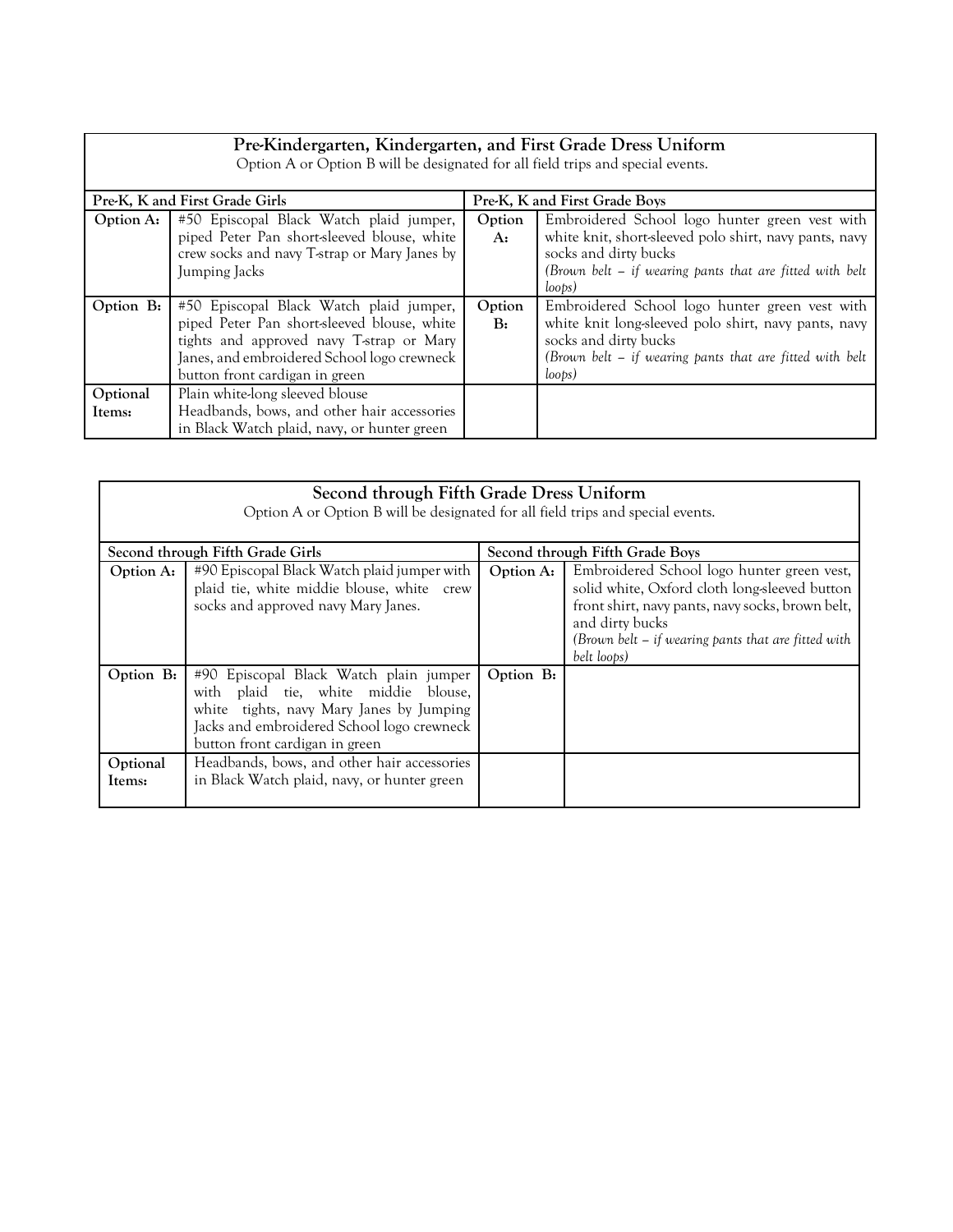## Pre-Kindergarten, Kindergarten, and First Grade Dress Uniform

Option A or Option B will be designated for all field trips and special events.

| Pre-K, K and First Grade Girls | | Pre-K, K and First Grade Boys | |
|---|---|---|---|
| **Option A:** | #50 Episcopal Black Watch plaid jumper, piped Peter Pan short-sleeved blouse, white crew socks and navy T-strap or Mary Janes by Jumping Jacks | **Option A:** | Embroidered School logo hunter green vest with white knit, short-sleeved polo shirt, navy pants, navy socks and dirty bucks *(Brown belt – if wearing pants that are fitted with belt loops)* |
| **Option B:** | #50 Episcopal Black Watch plaid jumper, piped Peter Pan short-sleeved blouse, white tights and approved navy T-strap or Mary Janes, and embroidered School logo crewneck button front cardigan in green | **Option B:** | Embroidered School logo hunter green vest with white knit long-sleeved polo shirt, navy pants, navy socks and dirty bucks *(Brown belt – if wearing pants that are fitted with belt loops)* |
| **Optional Items:** | Plain white-long sleeved blouse<br>Headbands, bows, and other hair accessories in Black Watch plaid, navy, or hunter green | | |

## Second through Fifth Grade Dress Uniform

Option A or Option B will be designated for all field trips and special events.

| Second through Fifth Grade Girls | | Second through Fifth Grade Boys | |
|---|---|---|---|
| **Option A:** | #90 Episcopal Black Watch plaid jumper with plaid tie, white middie blouse, white crew socks and approved navy Mary Janes. | **Option A:** | Embroidered School logo hunter green vest, solid white, Oxford cloth long-sleeved button front shirt, navy pants, navy socks, brown belt, and dirty bucks *(Brown belt – if wearing pants that are fitted with belt loops)* |
| **Option B:** | #90 Episcopal Black Watch plain jumper with plaid tie, white middie blouse, white tights, navy Mary Janes by Jumping Jacks and embroidered School logo crewneck button front cardigan in green | **Option B:** | |
| **Optional Items:** | Headbands, bows, and other hair accessories in Black Watch plaid, navy, or hunter green | | |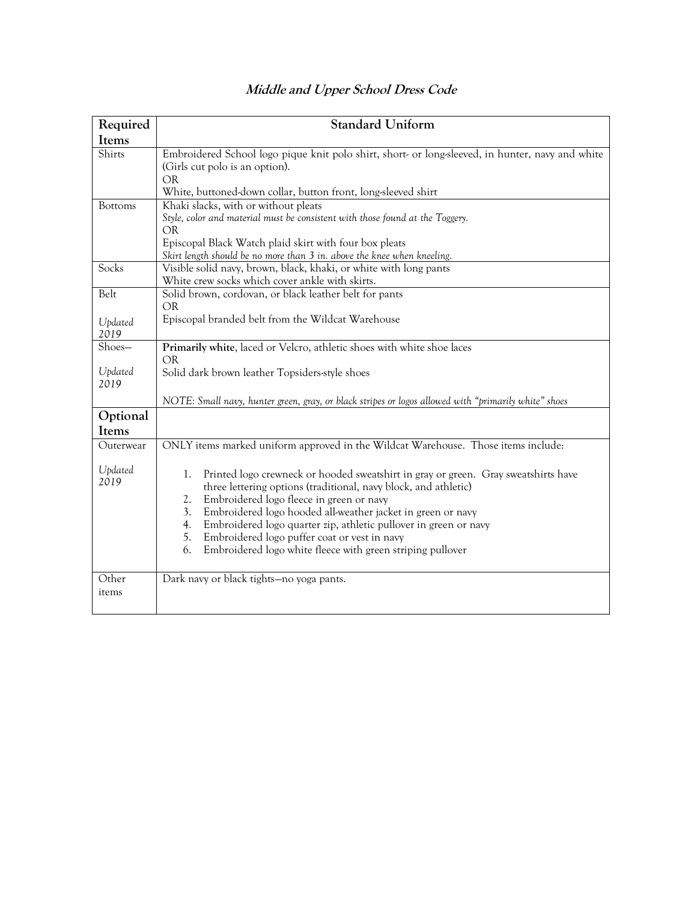# *Middle and Upper School Dress Code*

| Required Items | Standard Uniform |
|---|---|
| Shirts | Embroidered School logo pique knit polo shirt, short- or long-sleeved, in hunter, navy and white (Girls cut polo is an option).<br>OR<br>White, buttoned-down collar, button front, long-sleeved shirt |
| Bottoms | Khaki slacks, with or without pleats<br>*Style, color and material must be consistent with those found at the Toggery.*<br>OR<br>Episcopal Black Watch plaid skirt with four box pleats<br>*Skirt length should be no more than 3 in. above the knee when kneeling.* |
| Socks | Visible solid navy, brown, black, khaki, or white with long pants<br>White crew socks which cover ankle with skirts. |
| Belt<br><br>*Updated 2019* | Solid brown, cordovan, or black leather belt for pants<br>OR<br>Episcopal branded belt from the Wildcat Warehouse |
| Shoes—<br><br>*Updated 2019* | **Primarily white**, laced or Velcro, athletic shoes with white shoe laces<br>OR<br>Solid dark brown leather Topsiders-style shoes<br><br>*NOTE: Small navy, hunter green, gray, or black stripes or logos allowed with "primarily white" shoes* |
| **Optional Items** | |
| Outerwear<br><br>*Updated 2019* | ONLY items marked uniform approved in the Wildcat Warehouse. Those items include:<br><br>1. Printed logo crewneck or hooded sweatshirt in gray or green. Gray sweatshirts have three lettering options (traditional, navy block, and athletic)<br>2. Embroidered logo fleece in green or navy<br>3. Embroidered logo hooded all-weather jacket in green or navy<br>4. Embroidered logo quarter zip, athletic pullover in green or navy<br>5. Embroidered logo puffer coat or vest in navy<br>6. Embroidered logo white fleece with green striping pullover |
| Other items | Dark navy or black tights—no yoga pants. |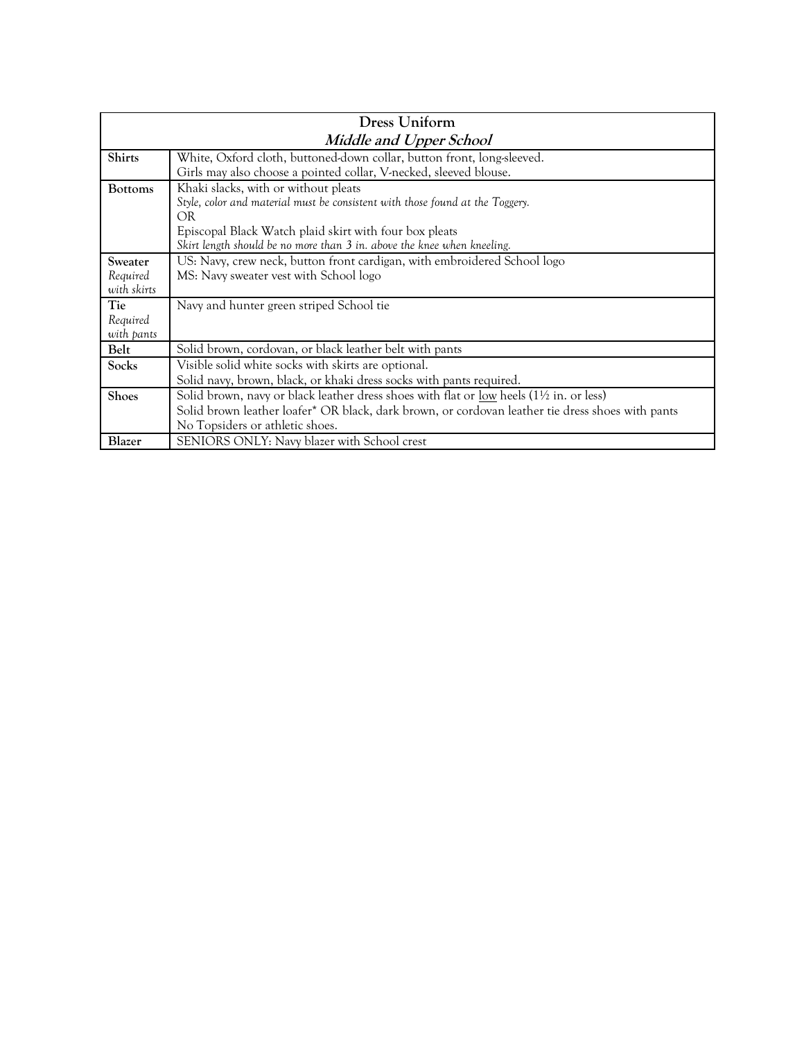| Dress Uniform<br>***Middle and Upper School*** | |
|---|---|
| **Shirts** | White, Oxford cloth, buttoned-down collar, button front, long-sleeved.<br>Girls may also choose a pointed collar, V-necked, sleeved blouse. |
| **Bottoms** | Khaki slacks, with or without pleats<br>*Style, color and material must be consistent with those found at the Toggery.*<br>OR<br>Episcopal Black Watch plaid skirt with four box pleats<br>*Skirt length should be no more than 3 in. above the knee when kneeling.* |
| **Sweater**<br>*Required with skirts* | US: Navy, crew neck, button front cardigan, with embroidered School logo<br>MS: Navy sweater vest with School logo |
| **Tie**<br>*Required with pants* | Navy and hunter green striped School tie |
| **Belt** | Solid brown, cordovan, or black leather belt with pants |
| **Socks** | Visible solid white socks with skirts are optional.<br>Solid navy, brown, black, or khaki dress socks with pants required. |
| **Shoes** | Solid brown, navy or black leather dress shoes with flat or <u>low</u> heels (1½ in. or less)<br>Solid brown leather loafer* OR black, dark brown, or cordovan leather tie dress shoes with pants<br>No Topsiders or athletic shoes. |
| **Blazer** | SENIORS ONLY: Navy blazer with School crest |